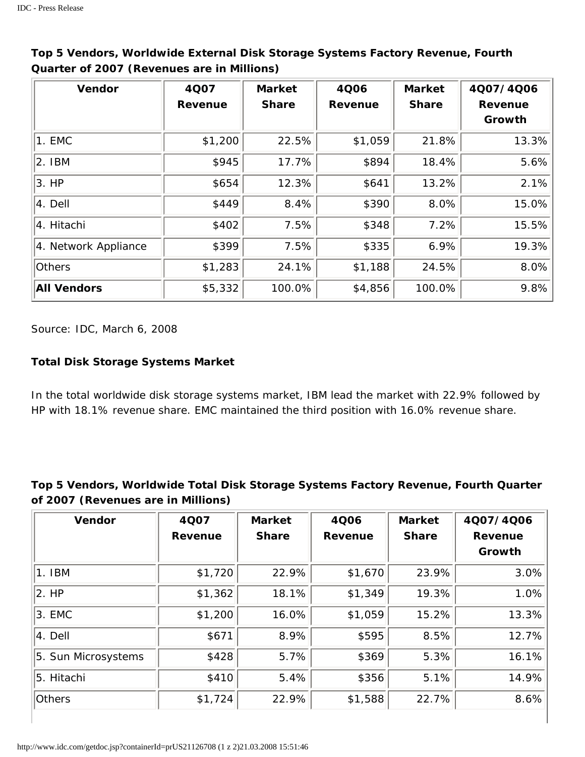**Top 5 Vendors, Worldwide External Disk Storage Systems Factory Revenue, Fourth Quarter of 2007 (Revenues are in Millions)**

| Vendor | 4Q07 Revenue | Market Share | 4Q06 Revenue | Market Share | 4Q07/4Q06 Revenue Growth |
|---|---|---|---|---|---|
| 1. EMC | $1,200 | 22.5% | $1,059 | 21.8% | 13.3% |
| 2. IBM | $945 | 17.7% | $894 | 18.4% | 5.6% |
| 3. HP | $654 | 12.3% | $641 | 13.2% | 2.1% |
| 4. Dell | $449 | 8.4% | $390 | 8.0% | 15.0% |
| 4. Hitachi | $402 | 7.5% | $348 | 7.2% | 15.5% |
| 4. Network Appliance | $399 | 7.5% | $335 | 6.9% | 19.3% |
| Others | $1,283 | 24.1% | $1,188 | 24.5% | 8.0% |
| **All Vendors** | $5,332 | 100.0% | $4,856 | 100.0% | 9.8% |

Source: IDC, March 6, 2008

**Total Disk Storage Systems Market**

In the total worldwide disk storage systems market, IBM lead the market with 22.9% followed by HP with 18.1% revenue share. EMC maintained the third position with 16.0% revenue share.

**Top 5 Vendors, Worldwide Total Disk Storage Systems Factory Revenue, Fourth Quarter of 2007 (Revenues are in Millions)**

| Vendor | 4Q07 Revenue | Market Share | 4Q06 Revenue | Market Share | 4Q07/4Q06 Revenue Growth |
|---|---|---|---|---|---|
| 1. IBM | $1,720 | 22.9% | $1,670 | 23.9% | 3.0% |
| 2. HP | $1,362 | 18.1% | $1,349 | 19.3% | 1.0% |
| 3. EMC | $1,200 | 16.0% | $1,059 | 15.2% | 13.3% |
| 4. Dell | $671 | 8.9% | $595 | 8.5% | 12.7% |
| 5. Sun Microsystems | $428 | 5.7% | $369 | 5.3% | 16.1% |
| 5. Hitachi | $410 | 5.4% | $356 | 5.1% | 14.9% |
| Others | $1,724 | 22.9% | $1,588 | 22.7% | 8.6% |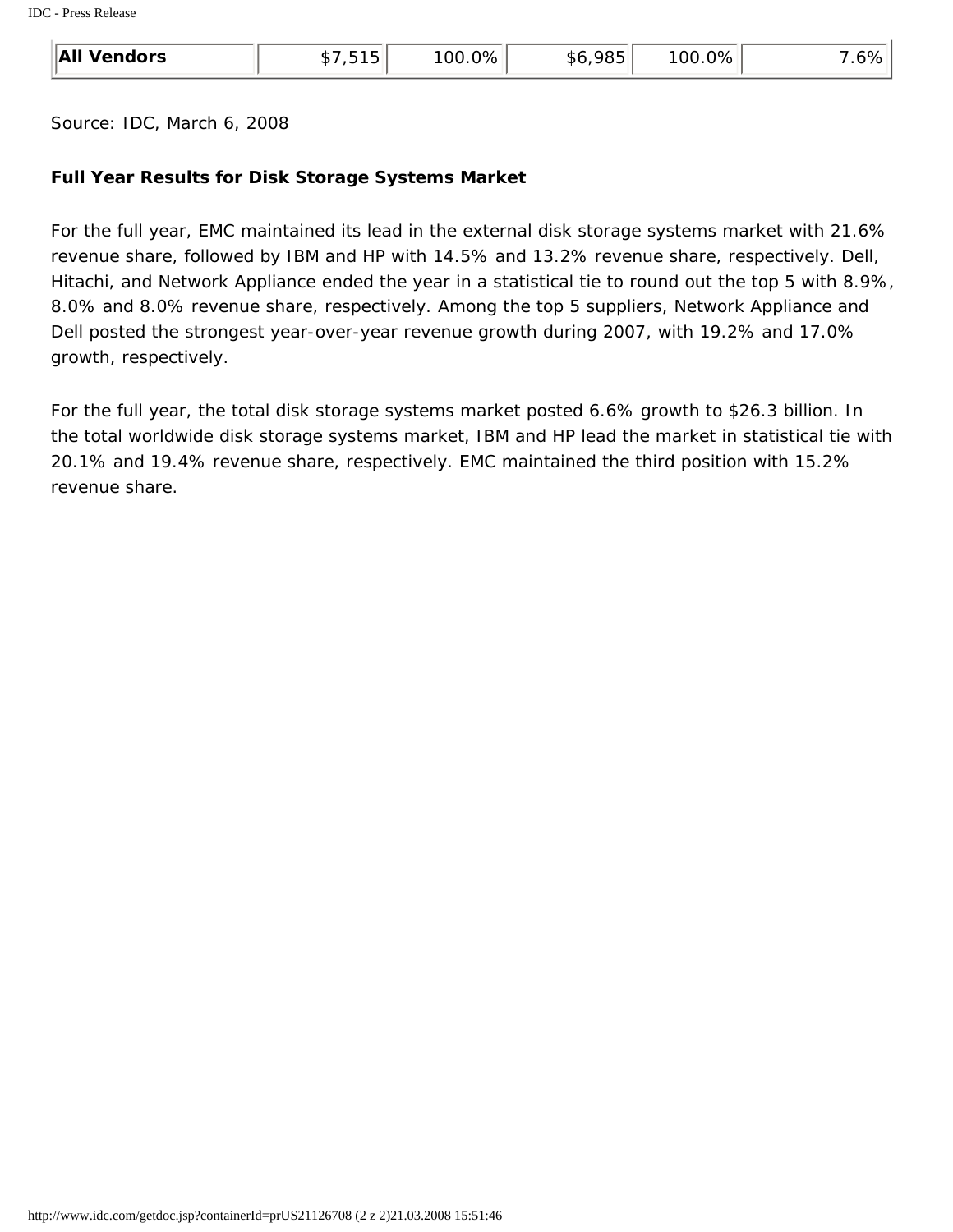| | | | | | |
|---|---|---|---|---|---|
| **All Vendors** | $7,515 | 100.0% | $6,985 | 100.0% | 7.6% |

Source: IDC, March 6, 2008

**Full Year Results for Disk Storage Systems Market**

For the full year, EMC maintained its lead in the external disk storage systems market with 21.6% revenue share, followed by IBM and HP with 14.5% and 13.2% revenue share, respectively. Dell, Hitachi, and Network Appliance ended the year in a statistical tie to round out the top 5 with 8.9%, 8.0% and 8.0% revenue share, respectively. Among the top 5 suppliers, Network Appliance and Dell posted the strongest year-over-year revenue growth during 2007, with 19.2% and 17.0% growth, respectively.

For the full year, the total disk storage systems market posted 6.6% growth to $26.3 billion. In the total worldwide disk storage systems market, IBM and HP lead the market in statistical tie with 20.1% and 19.4% revenue share, respectively. EMC maintained the third position with 15.2% revenue share.